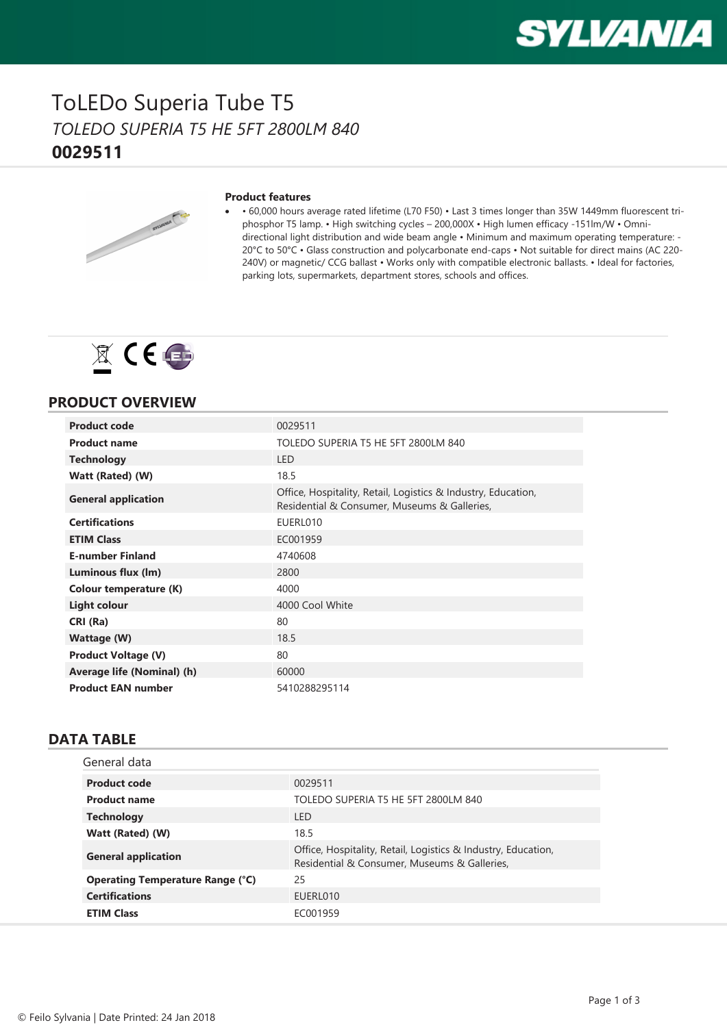# ToLEDo Superia Tube T5

*TOLEDO SUPERIA T5 HE 5FT 2800LM 840*

**0029511**

**Product features**

- • 60,000 hours average rated lifetime (L70 F50) • Last 3 times longer than 35W 1449mm fluorescent tri-phosphor T5 lamp. • High switching cycles – 200,000X • High lumen efficacy -151lm/W • Omni-directional light distribution and wide beam angle • Minimum and maximum operating temperature: -20°C to 50°C • Glass construction and polycarbonate end-caps • Not suitable for direct mains (AC 220-240V) or magnetic/ CCG ballast • Works only with compatible electronic ballasts. • Ideal for factories, parking lots, supermarkets, department stores, schools and offices.

## PRODUCT OVERVIEW

| | |
|---|---|
| **Product code** | 0029511 |
| **Product name** | TOLEDO SUPERIA T5 HE 5FT 2800LM 840 |
| **Technology** | LED |
| **Watt (Rated) (W)** | 18.5 |
| **General application** | Office, Hospitality, Retail, Logistics & Industry, Education, Residential & Consumer, Museums & Galleries, |
| **Certifications** | EUERL010 |
| **ETIM Class** | EC001959 |
| **E-number Finland** | 4740608 |
| **Luminous flux (lm)** | 2800 |
| **Colour temperature (K)** | 4000 |
| **Light colour** | 4000 Cool White |
| **CRI (Ra)** | 80 |
| **Wattage (W)** | 18.5 |
| **Product Voltage (V)** | 80 |
| **Average life (Nominal) (h)** | 60000 |
| **Product EAN number** | 5410288295114 |

## DATA TABLE

### General data

| | |
|---|---|
| **Product code** | 0029511 |
| **Product name** | TOLEDO SUPERIA T5 HE 5FT 2800LM 840 |
| **Technology** | LED |
| **Watt (Rated) (W)** | 18.5 |
| **General application** | Office, Hospitality, Retail, Logistics & Industry, Education, Residential & Consumer, Museums & Galleries, |
| **Operating Temperature Range (°C)** | 25 |
| **Certifications** | EUERL010 |
| **ETIM Class** | EC001959 |

© Feilo Sylvania | Date Printed: 24 Jan 2018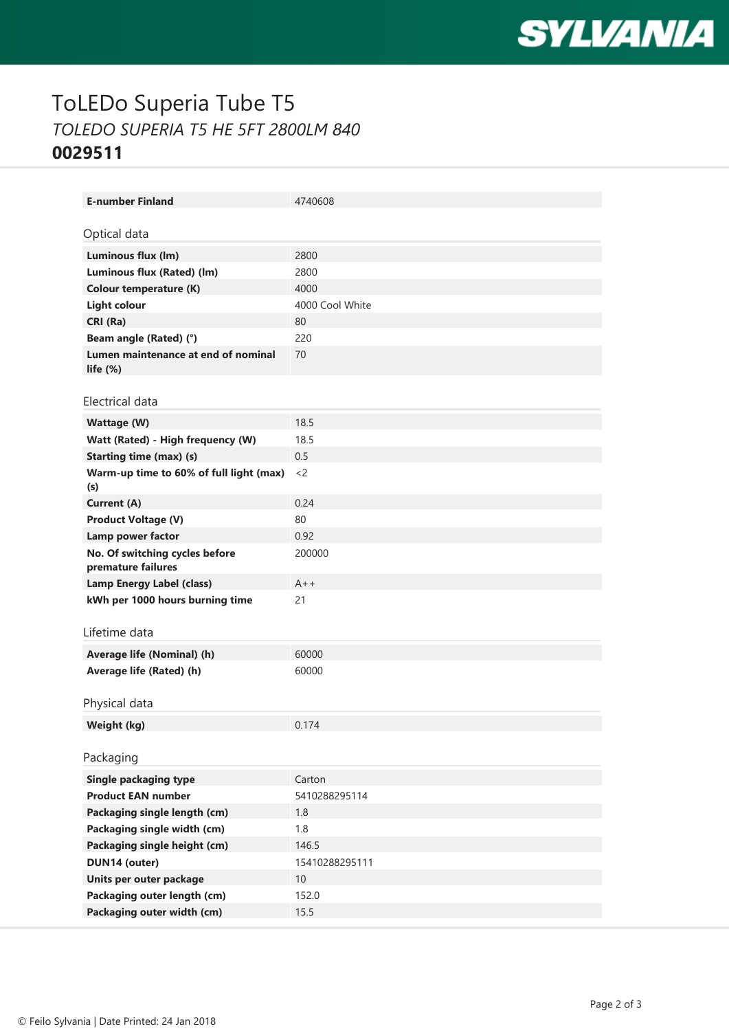# ToLEDo Superia Tube T5

*TOLEDO SUPERIA T5 HE 5FT 2800LM 840*

**0029511**

| | |
|---|---|
| **E-number Finland** | 4740608 |

## Optical data

| | |
|---|---|
| **Luminous flux (lm)** | 2800 |
| **Luminous flux (Rated) (lm)** | 2800 |
| **Colour temperature (K)** | 4000 |
| **Light colour** | 4000 Cool White |
| **CRI (Ra)** | 80 |
| **Beam angle (Rated) (°)** | 220 |
| **Lumen maintenance at end of nominal life (%)** | 70 |

## Electrical data

| | |
|---|---|
| **Wattage (W)** | 18.5 |
| **Watt (Rated) - High frequency (W)** | 18.5 |
| **Starting time (max) (s)** | 0.5 |
| **Warm-up time to 60% of full light (max) (s)** | <2 |
| **Current (A)** | 0.24 |
| **Product Voltage (V)** | 80 |
| **Lamp power factor** | 0.92 |
| **No. Of switching cycles before premature failures** | 200000 |
| **Lamp Energy Label (class)** | A++ |
| **kWh per 1000 hours burning time** | 21 |

## Lifetime data

| | |
|---|---|
| **Average life (Nominal) (h)** | 60000 |
| **Average life (Rated) (h)** | 60000 |

## Physical data

| | |
|---|---|
| **Weight (kg)** | 0.174 |

## Packaging

| | |
|---|---|
| **Single packaging type** | Carton |
| **Product EAN number** | 5410288295114 |
| **Packaging single length (cm)** | 1.8 |
| **Packaging single width (cm)** | 1.8 |
| **Packaging single height (cm)** | 146.5 |
| **DUN14 (outer)** | 15410288295111 |
| **Units per outer package** | 10 |
| **Packaging outer length (cm)** | 152.0 |
| **Packaging outer width (cm)** | 15.5 |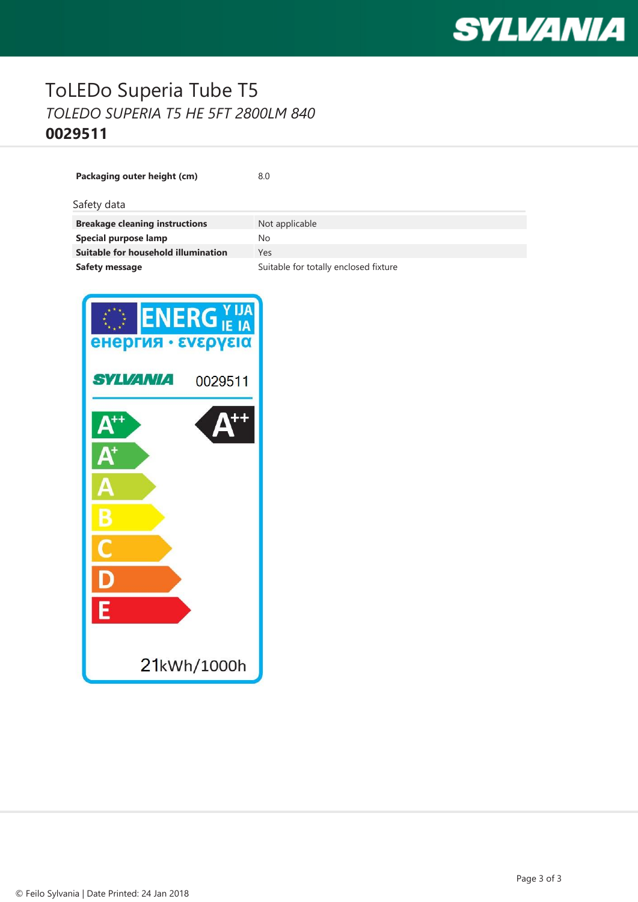# ToLEDo Superia Tube T5

*TOLEDO SUPERIA T5 HE 5FT 2800LM 840*

**0029511**

| | |
|---|---|
| **Packaging outer height (cm)** | 8.0 |

## Safety data

| | |
|---|---|
| **Breakage cleaning instructions** | Not applicable |
| **Special purpose lamp** | No |
| **Suitable for household illumination** | Yes |
| **Safety message** | Suitable for totally enclosed fixture |

ENERGY IJA IE IA
енергия · ενεργεια

SYLVANIA 0029511

A++
A+
A
B
C
D
E

A++

21kWh/1000h

© Feilo Sylvania | Date Printed: 24 Jan 2018